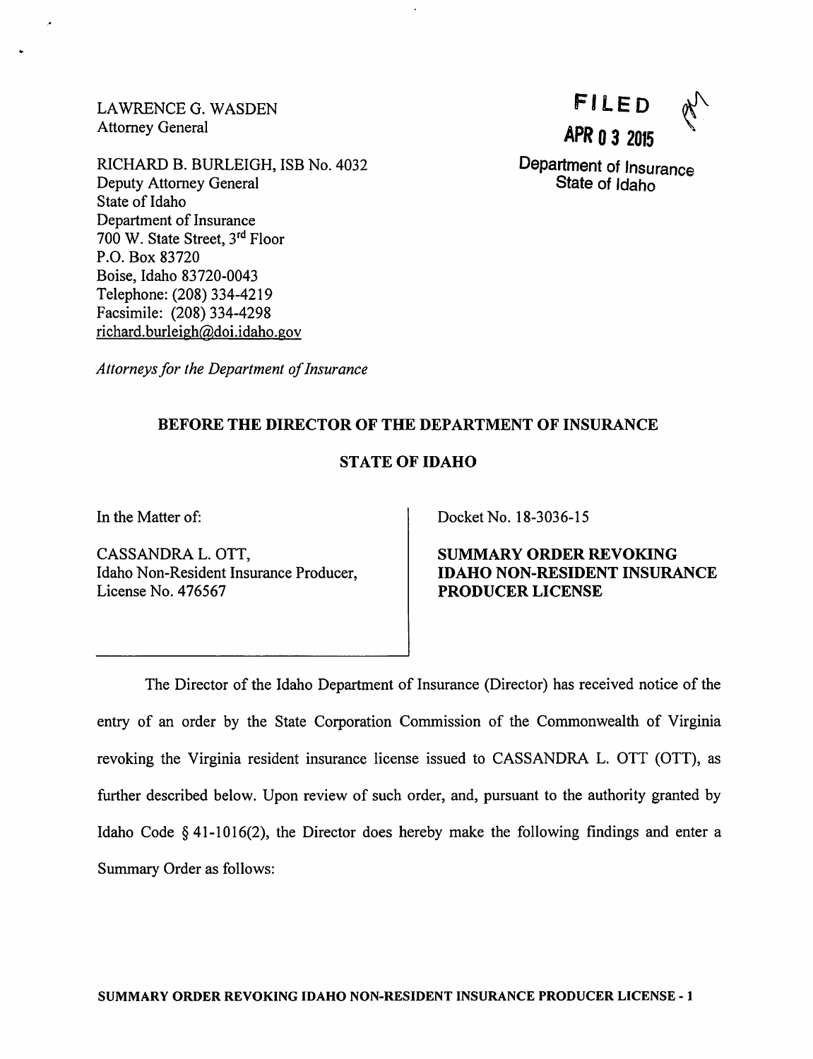LAWRENCE G. WASDEN
Attorney General

RICHARD B. BURLEIGH, ISB No. 4032
Deputy Attorney General
State of Idaho
Department of Insurance
700 W. State Street, 3rd Floor
P.O. Box 83720
Boise, Idaho 83720-0043
Telephone: (208) 334-4219
Facsimile: (208) 334-4298
richard.burleigh@doi.idaho.gov

*Attorneys for the Department of Insurance*

**FILED**
**APR 03 2015**
Department of Insurance
State of Idaho

**BEFORE THE DIRECTOR OF THE DEPARTMENT OF INSURANCE**

**STATE OF IDAHO**

| | |
|---|---|
| In the Matter of:<br><br>CASSANDRA L. OTT,<br>Idaho Non-Resident Insurance Producer,<br>License No. 476567 | Docket No. 18-3036-15<br><br>**SUMMARY ORDER REVOKING IDAHO NON-RESIDENT INSURANCE PRODUCER LICENSE** |

The Director of the Idaho Department of Insurance (Director) has received notice of the entry of an order by the State Corporation Commission of the Commonwealth of Virginia revoking the Virginia resident insurance license issued to CASSANDRA L. OTT (OTT), as further described below. Upon review of such order, and, pursuant to the authority granted by Idaho Code § 41-1016(2), the Director does hereby make the following findings and enter a Summary Order as follows: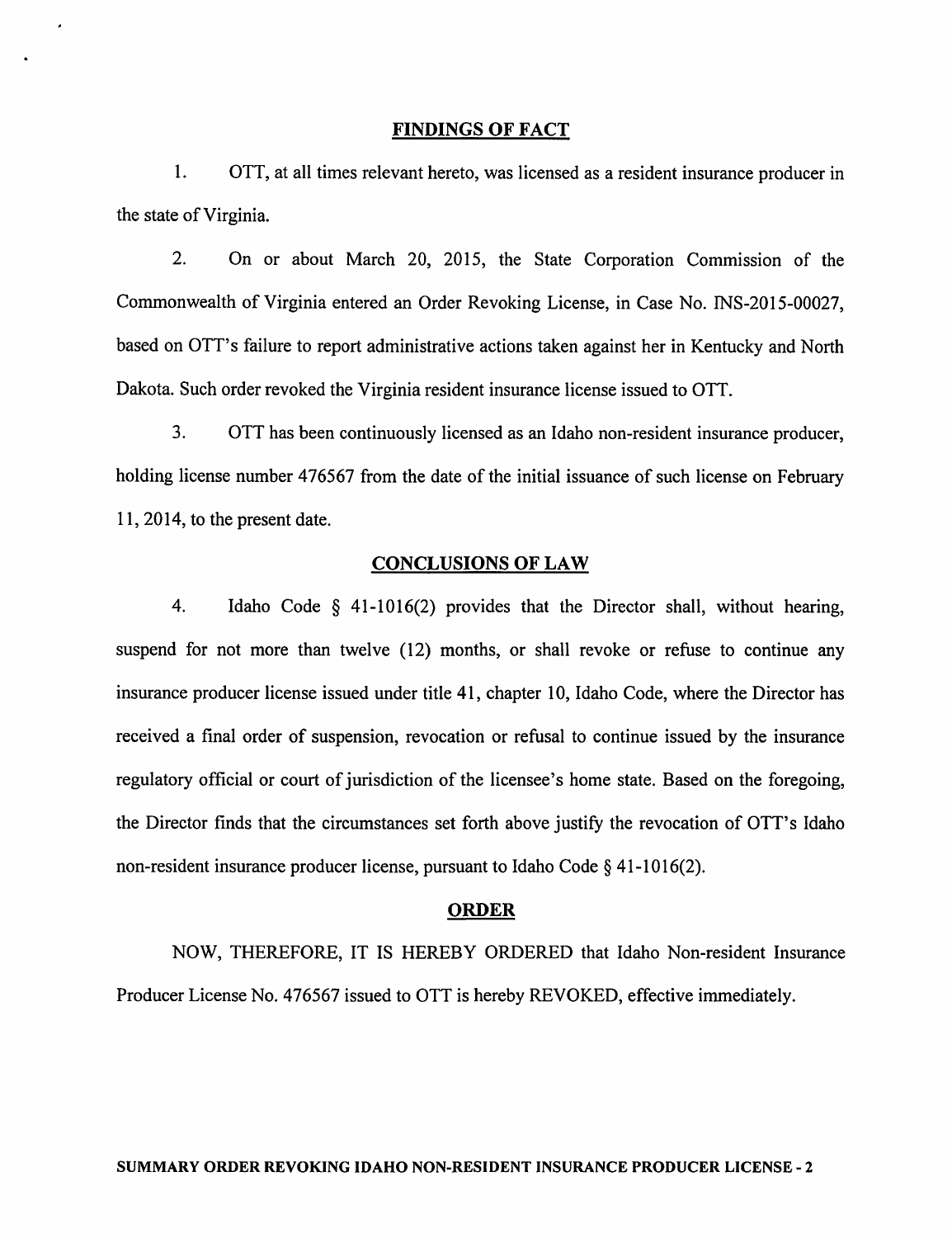## FINDINGS OF FACT

1. OTT, at all times relevant hereto, was licensed as a resident insurance producer in the state of Virginia.

2. On or about March 20, 2015, the State Corporation Commission of the Commonwealth of Virginia entered an Order Revoking License, in Case No. INS-2015-00027, based on OTT's failure to report administrative actions taken against her in Kentucky and North Dakota. Such order revoked the Virginia resident insurance license issued to OTT.

3. OTT has been continuously licensed as an Idaho non-resident insurance producer, holding license number 476567 from the date of the initial issuance of such license on February 11, 2014, to the present date.

## CONCLUSIONS OF LAW

4. Idaho Code § 41-1016(2) provides that the Director shall, without hearing, suspend for not more than twelve (12) months, or shall revoke or refuse to continue any insurance producer license issued under title 41, chapter 10, Idaho Code, where the Director has received a final order of suspension, revocation or refusal to continue issued by the insurance regulatory official or court of jurisdiction of the licensee's home state. Based on the foregoing, the Director finds that the circumstances set forth above justify the revocation of OTT's Idaho non-resident insurance producer license, pursuant to Idaho Code § 41-1016(2).

## ORDER

NOW, THEREFORE, IT IS HEREBY ORDERED that Idaho Non-resident Insurance Producer License No. 476567 issued to OTT is hereby REVOKED, effective immediately.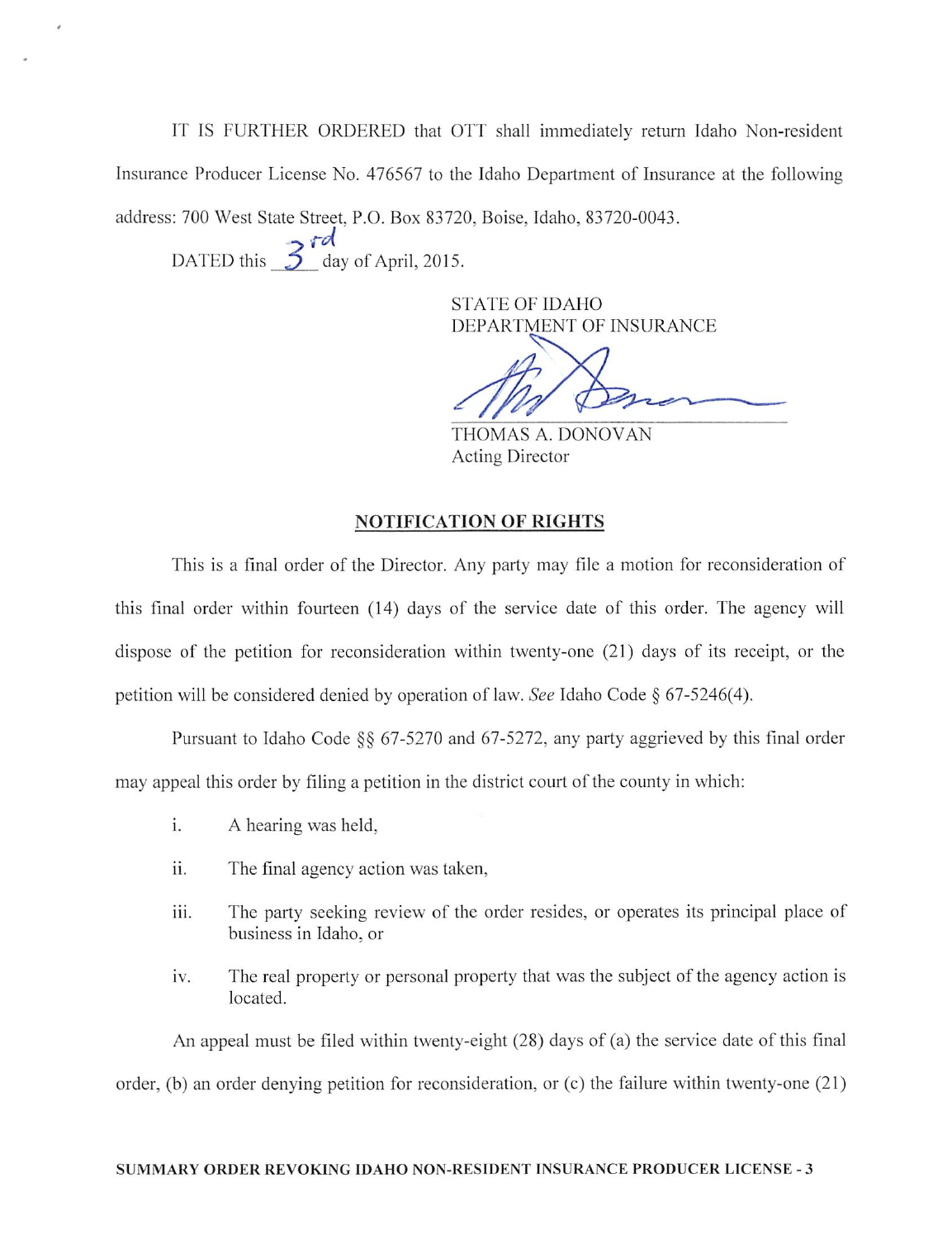IT IS FURTHER ORDERED that OTT shall immediately return Idaho Non-resident Insurance Producer License No. 476567 to the Idaho Department of Insurance at the following address: 700 West State Street, P.O. Box 83720, Boise, Idaho, 83720-0043.

DATED this 3rd day of April, 2015.

STATE OF IDAHO
DEPARTMENT OF INSURANCE

THOMAS A. DONOVAN
Acting Director

## NOTIFICATION OF RIGHTS

This is a final order of the Director. Any party may file a motion for reconsideration of this final order within fourteen (14) days of the service date of this order. The agency will dispose of the petition for reconsideration within twenty-one (21) days of its receipt, or the petition will be considered denied by operation of law. *See* Idaho Code § 67-5246(4).

Pursuant to Idaho Code §§ 67-5270 and 67-5272, any party aggrieved by this final order may appeal this order by filing a petition in the district court of the county in which:

i. A hearing was held,

ii. The final agency action was taken,

iii. The party seeking review of the order resides, or operates its principal place of business in Idaho, or

iv. The real property or personal property that was the subject of the agency action is located.

An appeal must be filed within twenty-eight (28) days of (a) the service date of this final order, (b) an order denying petition for reconsideration, or (c) the failure within twenty-one (21)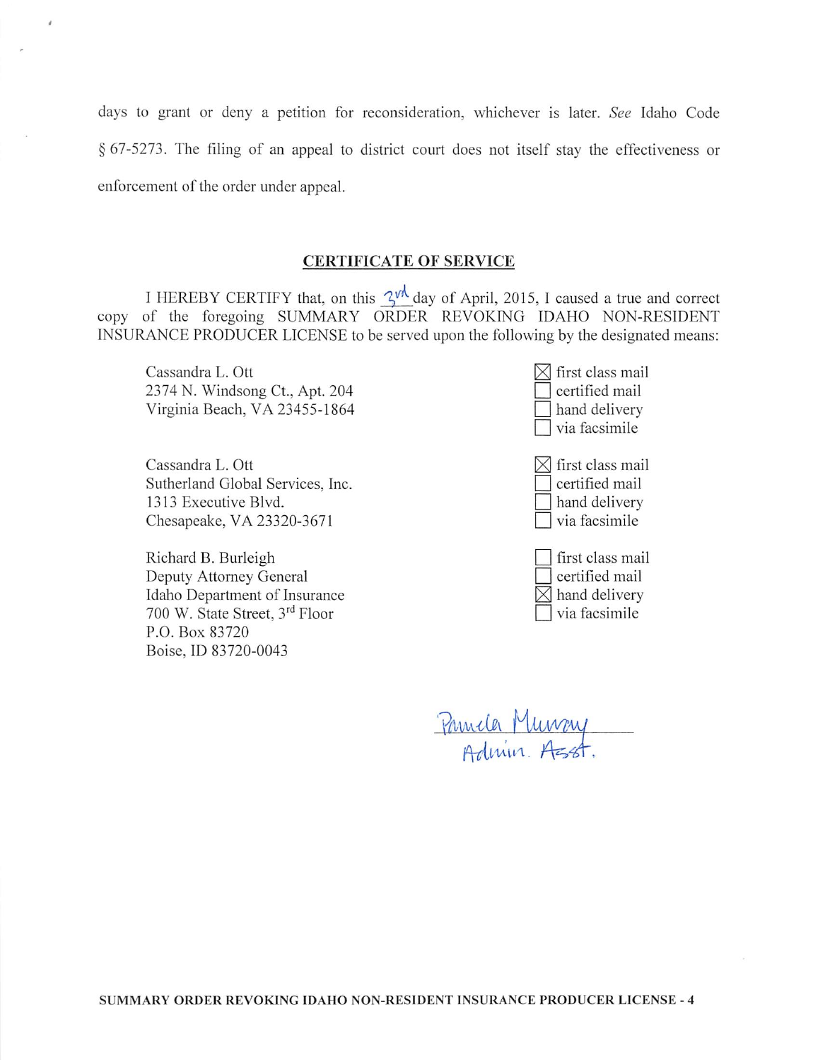days to grant or deny a petition for reconsideration, whichever is later. *See* Idaho Code § 67-5273. The filing of an appeal to district court does not itself stay the effectiveness or enforcement of the order under appeal.

## CERTIFICATE OF SERVICE

I HEREBY CERTIFY that, on this 3rd day of April, 2015, I caused a true and correct copy of the foregoing SUMMARY ORDER REVOKING IDAHO NON-RESIDENT INSURANCE PRODUCER LICENSE to be served upon the following by the designated means:

| | |
|---|---|
| Cassandra L. Ott<br>2374 N. Windsong Ct., Apt. 204<br>Virginia Beach, VA 23455-1864 | ☒ first class mail<br>☐ certified mail<br>☐ hand delivery<br>☐ via facsimile |
| Cassandra L. Ott<br>Sutherland Global Services, Inc.<br>1313 Executive Blvd.<br>Chesapeake, VA 23320-3671 | ☒ first class mail<br>☐ certified mail<br>☐ hand delivery<br>☐ via facsimile |
| Richard B. Burleigh<br>Deputy Attorney General<br>Idaho Department of Insurance<br>700 W. State Street, 3rd Floor<br>P.O. Box 83720<br>Boise, ID 83720-0043 | ☐ first class mail<br>☐ certified mail<br>☒ hand delivery<br>☐ via facsimile |

Pamela Murray
Admin. Asst.